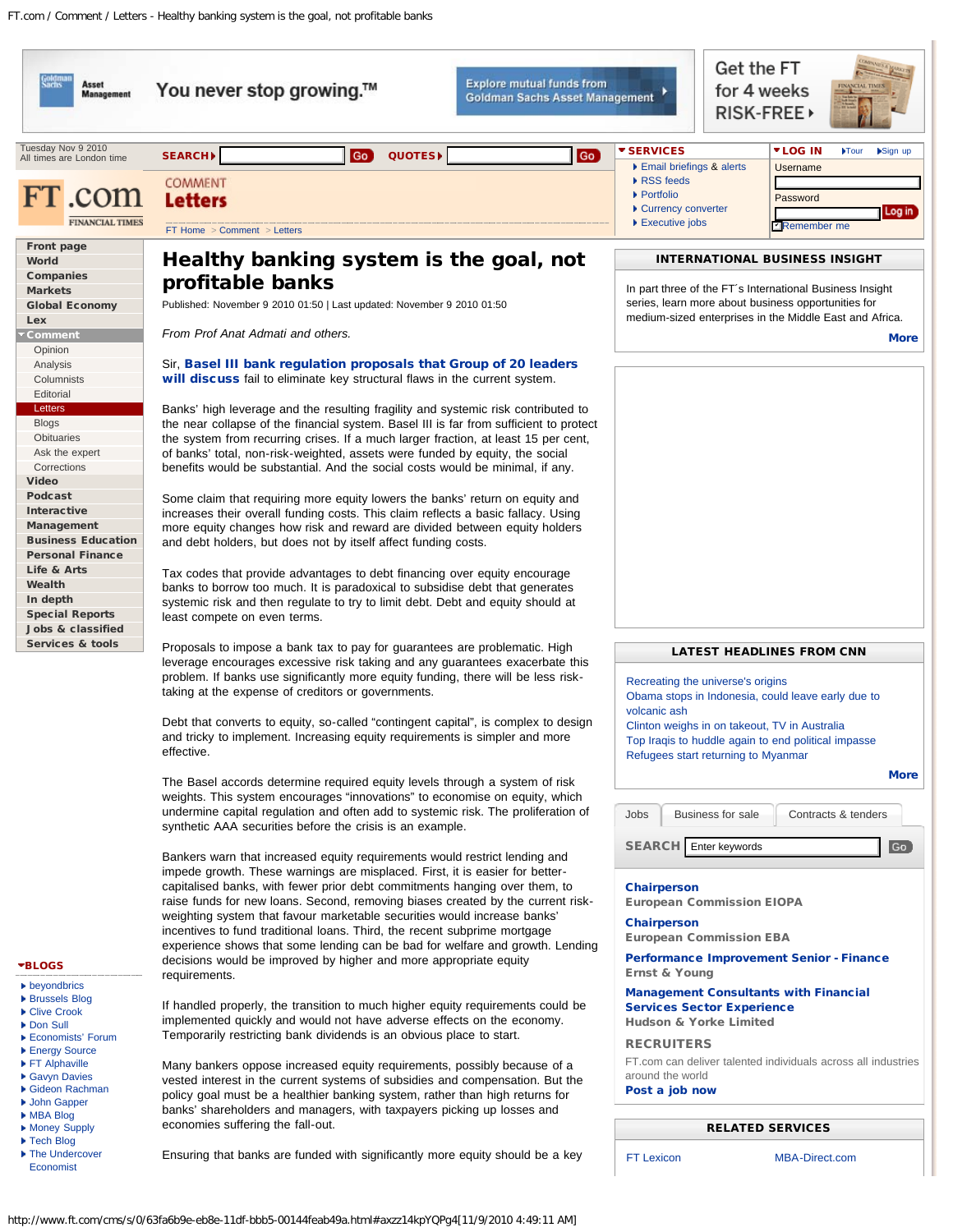# Healthy banking system is the goal, not profitable banks

Published: November 9 2010 01:50 | Last updated: November 9 2010 01:50

*From Prof Anat Admati and others.*

Sir, **Basel III bank regulation proposals that Group of 20 leaders will discuss** fail to eliminate key structural flaws in the current system.

Banks' high leverage and the resulting fragility and systemic risk contributed to the near collapse of the financial system. Basel III is far from sufficient to protect the system from recurring crises. If a much larger fraction, at least 15 per cent, of banks' total, non-risk-weighted, assets were funded by equity, the social benefits would be substantial. And the social costs would be minimal, if any.

Some claim that requiring more equity lowers the banks' return on equity and increases their overall funding costs. This claim reflects a basic fallacy. Using more equity changes how risk and reward are divided between equity holders and debt holders, but does not by itself affect funding costs.

Tax codes that provide advantages to debt financing over equity encourage banks to borrow too much. It is paradoxical to subsidise debt that generates systemic risk and then regulate to try to limit debt. Debt and equity should at least compete on even terms.

Proposals to impose a bank tax to pay for guarantees are problematic. High leverage encourages excessive risk taking and any guarantees exacerbate this problem. If banks use significantly more equity funding, there will be less risk-taking at the expense of creditors or governments.

Debt that converts to equity, so-called "contingent capital", is complex to design and tricky to implement. Increasing equity requirements is simpler and more effective.

The Basel accords determine required equity levels through a system of risk weights. This system encourages "innovations" to economise on equity, which undermine capital regulation and often add to systemic risk. The proliferation of synthetic AAA securities before the crisis is an example.

Bankers warn that increased equity requirements would restrict lending and impede growth. These warnings are misplaced. First, it is easier for better-capitalised banks, with fewer prior debt commitments hanging over them, to raise funds for new loans. Second, removing biases created by the current risk-weighting system that favour marketable securities would increase banks' incentives to fund traditional loans. Third, the recent subprime mortgage experience shows that some lending can be bad for welfare and growth. Lending decisions would be improved by higher and more appropriate equity requirements.

If handled properly, the transition to much higher equity requirements could be implemented quickly and would not have adverse effects on the economy. Temporarily restricting bank dividends is an obvious place to start.

Many bankers oppose increased equity requirements, possibly because of a vested interest in the current systems of subsidies and compensation. But the policy goal must be a healthier banking system, rather than high returns for banks' shareholders and managers, with taxpayers picking up losses and economies suffering the fall-out.

Ensuring that banks are funded with significantly more equity should be a key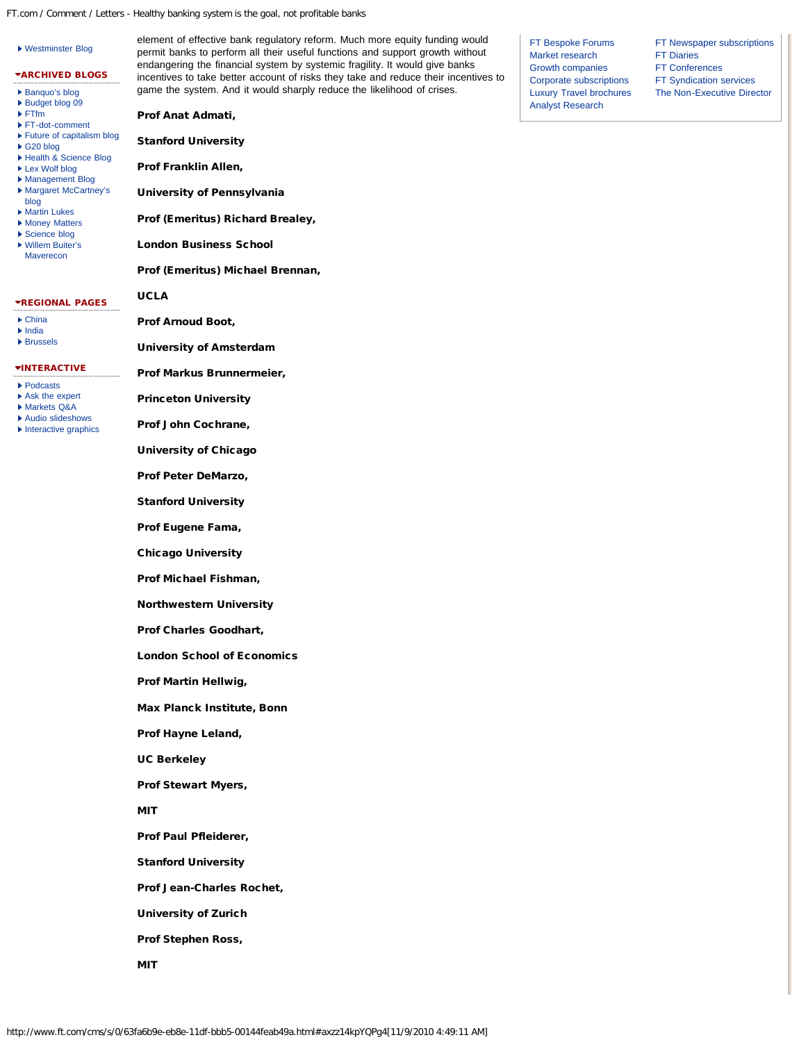element of effective bank regulatory reform. Much more equity funding would permit banks to perform all their useful functions and support growth without endangering the financial system by systemic fragility. It would give banks incentives to take better account of risks they take and reduce their incentives to game the system. And it would sharply reduce the likelihood of crises.

**Prof Anat Admati,**

**Stanford University**

**Prof Franklin Allen,**

**University of Pennsylvania**

**Prof (Emeritus) Richard Brealey,**

**London Business School**

**Prof (Emeritus) Michael Brennan,**

**UCLA**

**Prof Arnoud Boot,**

**University of Amsterdam**

**Prof Markus Brunnermeier,**

**Princeton University**

**Prof John Cochrane,**

**University of Chicago**

**Prof Peter DeMarzo,**

**Stanford University**

**Prof Eugene Fama,**

**Chicago University**

**Prof Michael Fishman,**

**Northwestern University**

**Prof Charles Goodhart,**

**London School of Economics**

**Prof Martin Hellwig,**

**Max Planck Institute, Bonn**

**Prof Hayne Leland,**

**UC Berkeley**

**Prof Stewart Myers,**

**MIT**

**Prof Paul Pfleiderer,**

**Stanford University**

**Prof Jean-Charles Rochet,**

**University of Zurich**

**Prof Stephen Ross,**

**MIT**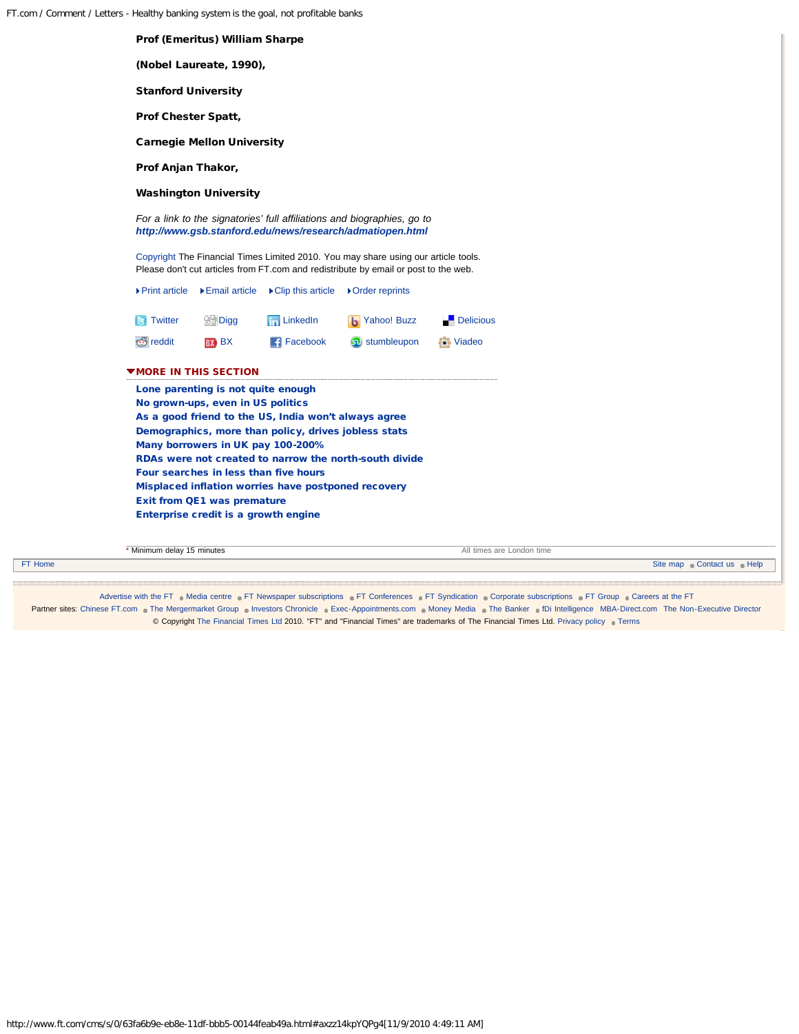**Prof (Emeritus) William Sharpe**

**(Nobel Laureate, 1990),**

**Stanford University**

**Prof Chester Spatt,**

**Carnegie Mellon University**

**Prof Anjan Thakor,**

**Washington University**

*For a link to the signatories' full affiliations and biographies, go to* ***http://www.gsb.stanford.edu/news/research/admatiopen.html***

Copyright The Financial Times Limited 2010. You may share using our article tools. Please don't cut articles from FT.com and redistribute by email or post to the web.

Print article   Email article   Clip this article   Order reprints

Twitter   Digg   LinkedIn   Yahoo! Buzz   Delicious

reddit   BX   Facebook   stumbleupon   Viadeo

**MORE IN THIS SECTION**

- **Lone parenting is not quite enough**
- **No grown-ups, even in US politics**
- **As a good friend to the US, India won't always agree**
- **Demographics, more than policy, drives jobless stats**
- **Many borrowers in UK pay 100-200%**
- **RDAs were not created to narrow the north-south divide**
- **Four searches in less than five hours**
- **Misplaced inflation worries have postponed recovery**
- **Exit from QE1 was premature**
- **Enterprise credit is a growth engine**

* Minimum delay 15 minutes   All times are London time

FT Home   Site map   Contact us   Help

Advertise with the FT   Media centre   FT Newspaper subscriptions   FT Conferences   FT Syndication   Corporate subscriptions   FT Group   Careers at the FT

Partner sites: Chinese FT.com   The Mergermarket Group   Investors Chronicle   Exec-Appointments.com   Money Media   The Banker   fDi Intelligence   MBA-Direct.com   The Non-Executive Director

© Copyright The Financial Times Ltd 2010. "FT" and "Financial Times" are trademarks of The Financial Times Ltd. Privacy policy   Terms